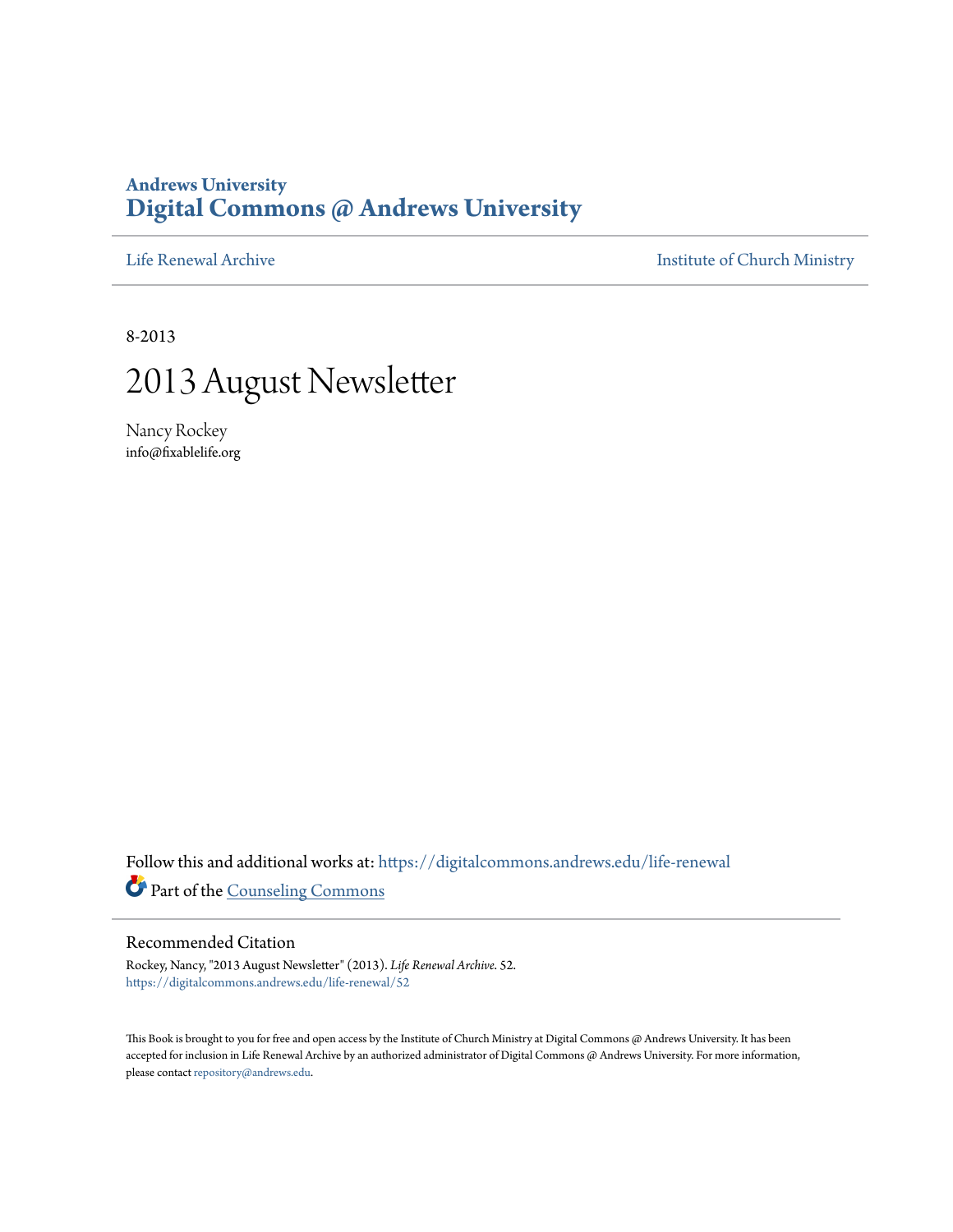Andrews University
# Digital Commons @ Andrews University

Life Renewal Archive | Institute of Church Ministry

8-2013

# 2013 August Newsletter

Nancy Rockey
info@fixablelife.org

Follow this and additional works at: https://digitalcommons.andrews.edu/life-renewal

Part of the Counseling Commons

## Recommended Citation

Rockey, Nancy, "2013 August Newsletter" (2013). *Life Renewal Archive*. 52.
https://digitalcommons.andrews.edu/life-renewal/52

This Book is brought to you for free and open access by the Institute of Church Ministry at Digital Commons @ Andrews University. It has been accepted for inclusion in Life Renewal Archive by an authorized administrator of Digital Commons @ Andrews University. For more information, please contact repository@andrews.edu.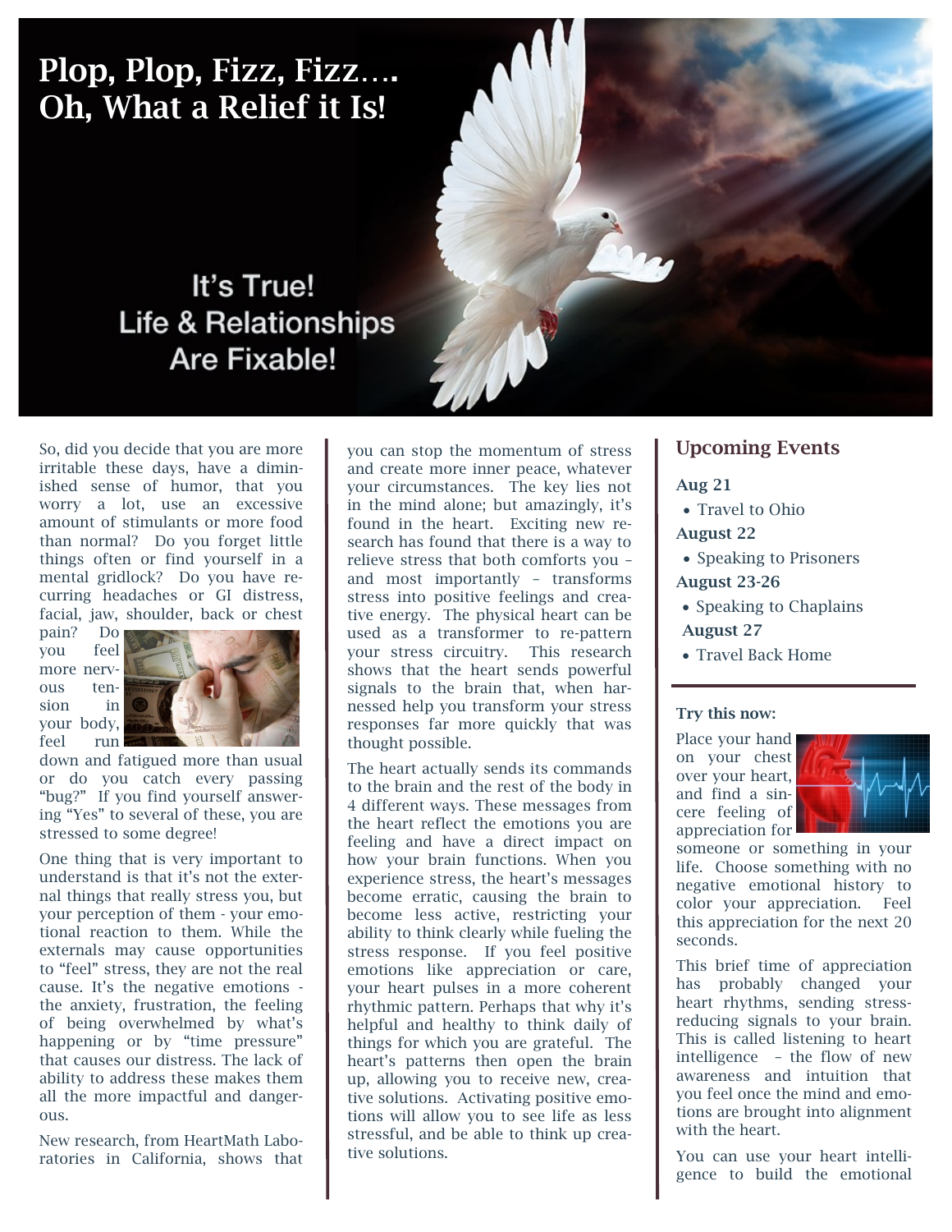# Plop, Plop, Fizz, Fizz…. Oh, What a Relief it Is!

## It's True! Life & Relationships Are Fixable!

So, did you decide that you are more irritable these days, have a diminished sense of humor, that you worry a lot, use an excessive amount of stimulants or more food than normal? Do you forget little things often or find yourself in a mental gridlock? Do you have recurring headaches or GI distress, facial, jaw, shoulder, back or chest pain? Do you feel more nervous tension in your body, feel run down and fatigued more than usual or do you catch every passing "bug?" If you find yourself answering "Yes" to several of these, you are stressed to some degree!

One thing that is very important to understand is that it's not the external things that really stress you, but your perception of them - your emotional reaction to them. While the externals may cause opportunities to "feel" stress, they are not the real cause. It's the negative emotions - the anxiety, frustration, the feeling of being overwhelmed by what's happening or by "time pressure" that causes our distress. The lack of ability to address these makes them all the more impactful and dangerous.

New research, from HeartMath Laboratories in California, shows that you can stop the momentum of stress and create more inner peace, whatever your circumstances. The key lies not in the mind alone; but amazingly, it's found in the heart. Exciting new research has found that there is a way to relieve stress that both comforts you – and most importantly – transforms stress into positive feelings and creative energy. The physical heart can be used as a transformer to re-pattern your stress circuitry. This research shows that the heart sends powerful signals to the brain that, when harnessed help you transform your stress responses far more quickly that was thought possible.

The heart actually sends its commands to the brain and the rest of the body in 4 different ways. These messages from the heart reflect the emotions you are feeling and have a direct impact on how your brain functions. When you experience stress, the heart's messages become erratic, causing the brain to become less active, restricting your ability to think clearly while fueling the stress response. If you feel positive emotions like appreciation or care, your heart pulses in a more coherent rhythmic pattern. Perhaps that why it's helpful and healthy to think daily of things for which you are grateful. The heart's patterns then open the brain up, allowing you to receive new, creative solutions. Activating positive emotions will allow you to see life as less stressful, and be able to think up creative solutions.

## Upcoming Events

**Aug 21**

- Travel to Ohio

**August 22**

- Speaking to Prisoners

**August 23-26**

- Speaking to Chaplains

**August 27**

- Travel Back Home

### Try this now:

Place your hand on your chest over your heart, and find a sincere feeling of appreciation for someone or something in your life. Choose something with no negative emotional history to color your appreciation. Feel this appreciation for the next 20 seconds.

This brief time of appreciation has probably changed your heart rhythms, sending stress-reducing signals to your brain. This is called listening to heart intelligence – the flow of new awareness and intuition that you feel once the mind and emotions are brought into alignment with the heart.

You can use your heart intelligence to build the emotional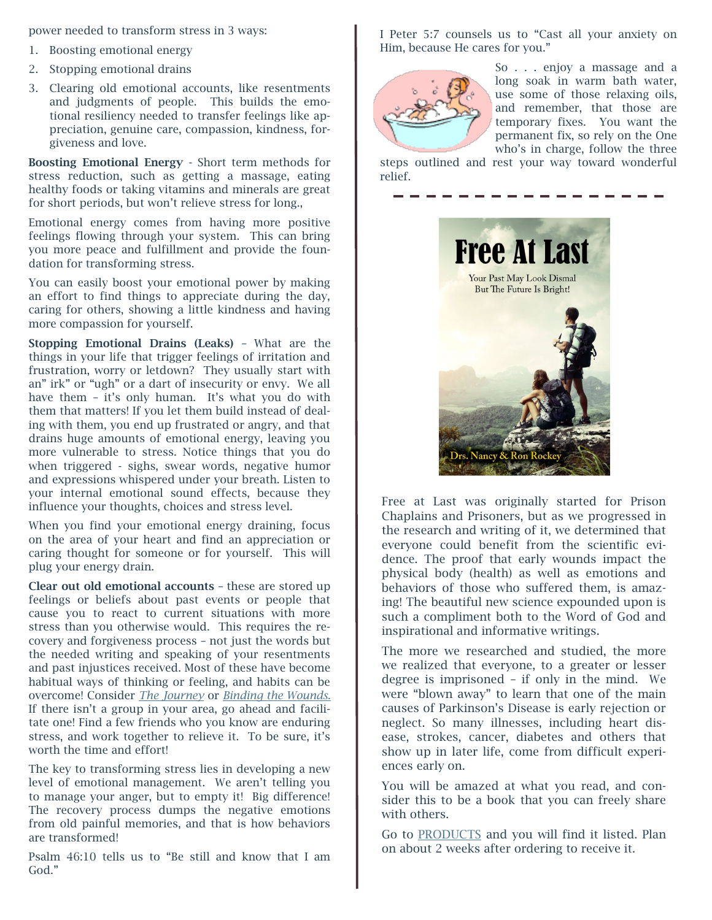power needed to transform stress in 3 ways:

1. Boosting emotional energy
2. Stopping emotional drains
3. Clearing old emotional accounts, like resentments and judgments of people. This builds the emotional resiliency needed to transfer feelings like appreciation, genuine care, compassion, kindness, forgiveness and love.

**Boosting Emotional Energy** - Short term methods for stress reduction, such as getting a massage, eating healthy foods or taking vitamins and minerals are great for short periods, but won't relieve stress for long.,

Emotional energy comes from having more positive feelings flowing through your system. This can bring you more peace and fulfillment and provide the foundation for transforming stress.

You can easily boost your emotional power by making an effort to find things to appreciate during the day, caring for others, showing a little kindness and having more compassion for yourself.

**Stopping Emotional Drains (Leaks)** – What are the things in your life that trigger feelings of irritation and frustration, worry or letdown? They usually start with an" irk" or "ugh" or a dart of insecurity or envy. We all have them – it's only human. It's what you do with them that matters! If you let them build instead of dealing with them, you end up frustrated or angry, and that drains huge amounts of emotional energy, leaving you more vulnerable to stress. Notice things that you do when triggered - sighs, swear words, negative humor and expressions whispered under your breath. Listen to your internal emotional sound effects, because they influence your thoughts, choices and stress level.

When you find your emotional energy draining, focus on the area of your heart and find an appreciation or caring thought for someone or for yourself. This will plug your energy drain.

**Clear out old emotional accounts** – these are stored up feelings or beliefs about past events or people that cause you to react to current situations with more stress than you otherwise would. This requires the recovery and forgiveness process – not just the words but the needed writing and speaking of your resentments and past injustices received. Most of these have become habitual ways of thinking or feeling, and habits can be overcome! Consider *The Journey* or *Binding the Wounds.* If there isn't a group in your area, go ahead and facilitate one! Find a few friends who you know are enduring stress, and work together to relieve it. To be sure, it's worth the time and effort!

The key to transforming stress lies in developing a new level of emotional management. We aren't telling you to manage your anger, but to empty it! Big difference! The recovery process dumps the negative emotions from old painful memories, and that is how behaviors are transformed!

Psalm 46:10 tells us to "Be still and know that I am God."

I Peter 5:7 counsels us to "Cast all your anxiety on Him, because He cares for you."

So . . . enjoy a massage and a long soak in warm bath water, use some of those relaxing oils, and remember, that those are temporary fixes. You want the permanent fix, so rely on the One who's in charge, follow the three steps outlined and rest your way toward wonderful relief.

---

Free At Last

Your Past May Look Dismal But The Future Is Bright!

Drs. Nancy & Ron Rockey

Free at Last was originally started for Prison Chaplains and Prisoners, but as we progressed in the research and writing of it, we determined that everyone could benefit from the scientific evidence. The proof that early wounds impact the physical body (health) as well as emotions and behaviors of those who suffered them, is amazing! The beautiful new science expounded upon is such a compliment both to the Word of God and inspirational and informative writings.

The more we researched and studied, the more we realized that everyone, to a greater or lesser degree is imprisoned – if only in the mind. We were "blown away" to learn that one of the main causes of Parkinson's Disease is early rejection or neglect. So many illnesses, including heart disease, strokes, cancer, diabetes and others that show up in later life, come from difficult experiences early on.

You will be amazed at what you read, and consider this to be a book that you can freely share with others.

Go to PRODUCTS and you will find it listed. Plan on about 2 weeks after ordering to receive it.